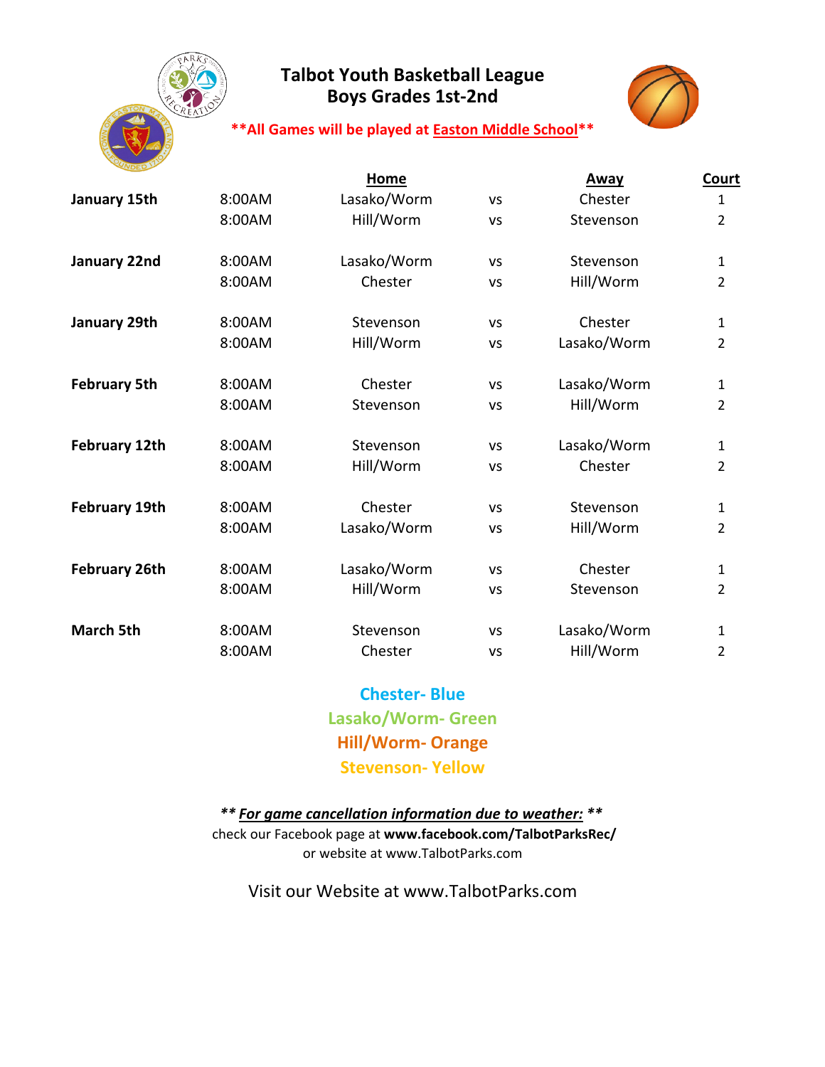# Talbot Youth Basketball League
## Boys Grades 1st-2nd

**\*\*All Games will be played at Easton Middle School\*\***

| | | Home | | Away | Court |
|---|---|---|---|---|---|
| **January 15th** | 8:00AM | Lasako/Worm | vs | Chester | 1 |
| | 8:00AM | Hill/Worm | vs | Stevenson | 2 |
| **January 22nd** | 8:00AM | Lasako/Worm | vs | Stevenson | 1 |
| | 8:00AM | Chester | vs | Hill/Worm | 2 |
| **January 29th** | 8:00AM | Stevenson | vs | Chester | 1 |
| | 8:00AM | Hill/Worm | vs | Lasako/Worm | 2 |
| **February 5th** | 8:00AM | Chester | vs | Lasako/Worm | 1 |
| | 8:00AM | Stevenson | vs | Hill/Worm | 2 |
| **February 12th** | 8:00AM | Stevenson | vs | Lasako/Worm | 1 |
| | 8:00AM | Hill/Worm | vs | Chester | 2 |
| **February 19th** | 8:00AM | Chester | vs | Stevenson | 1 |
| | 8:00AM | Lasako/Worm | vs | Hill/Worm | 2 |
| **February 26th** | 8:00AM | Lasako/Worm | vs | Chester | 1 |
| | 8:00AM | Hill/Worm | vs | Stevenson | 2 |
| **March 5th** | 8:00AM | Stevenson | vs | Lasako/Worm | 1 |
| | 8:00AM | Chester | vs | Hill/Worm | 2 |

**Chester- Blue**
**Lasako/Worm- Green**
**Hill/Worm- Orange**
**Stevenson- Yellow**

***\*\* For game cancellation information due to weather: \*\****
check our Facebook page at **www.facebook.com/TalbotParksRec/**
or website at www.TalbotParks.com

Visit our Website at www.TalbotParks.com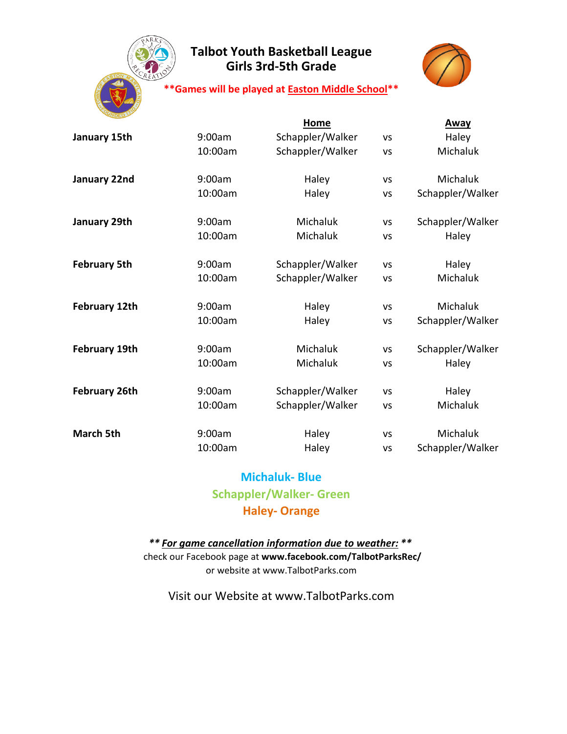# Talbot Youth Basketball League
## Girls 3rd-5th Grade

**\*\*Games will be played at Easton Middle School\*\***

| | | Home | | Away |
|---|---|---|---|---|
| **January 15th** | 9:00am | Schappler/Walker | vs | Haley |
| | 10:00am | Schappler/Walker | vs | Michaluk |
| **January 22nd** | 9:00am | Haley | vs | Michaluk |
| | 10:00am | Haley | vs | Schappler/Walker |
| **January 29th** | 9:00am | Michaluk | vs | Schappler/Walker |
| | 10:00am | Michaluk | vs | Haley |
| **February 5th** | 9:00am | Schappler/Walker | vs | Haley |
| | 10:00am | Schappler/Walker | vs | Michaluk |
| **February 12th** | 9:00am | Haley | vs | Michaluk |
| | 10:00am | Haley | vs | Schappler/Walker |
| **February 19th** | 9:00am | Michaluk | vs | Schappler/Walker |
| | 10:00am | Michaluk | vs | Haley |
| **February 26th** | 9:00am | Schappler/Walker | vs | Haley |
| | 10:00am | Schappler/Walker | vs | Michaluk |
| **March 5th** | 9:00am | Haley | vs | Michaluk |
| | 10:00am | Haley | vs | Schappler/Walker |

**Michaluk- Blue**
**Schappler/Walker- Green**
**Haley- Orange**

***\*\* For game cancellation information due to weather: \*\****
check our Facebook page at **www.facebook.com/TalbotParksRec/**
or website at www.TalbotParks.com

Visit our Website at www.TalbotParks.com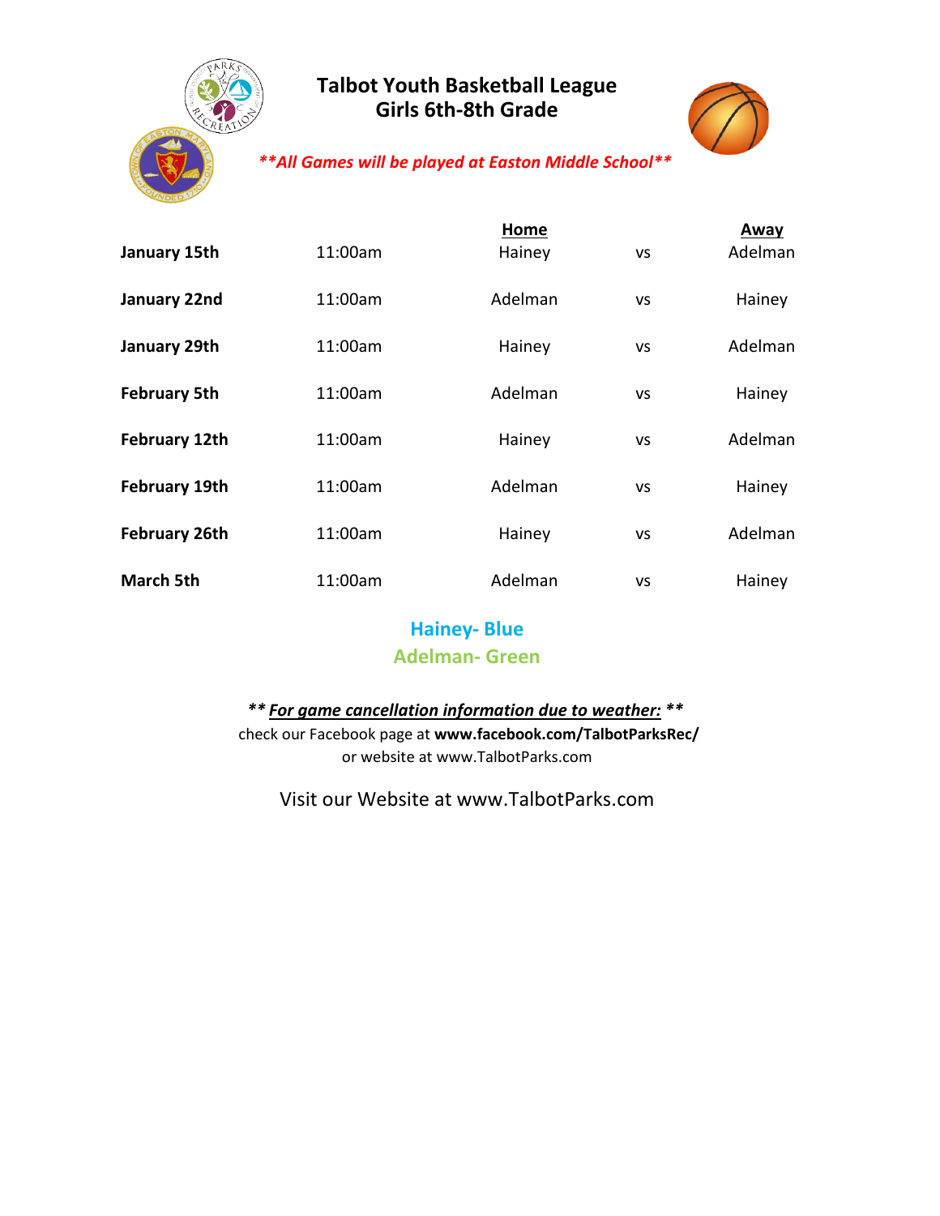# Talbot Youth Basketball League
## Girls 6th-8th Grade

***All Games will be played at Easton Middle School***

| | | Home | | Away |
|---|---|---|---|---|
| **January 15th** | 11:00am | Hainey | vs | Adelman |
| **January 22nd** | 11:00am | Adelman | vs | Hainey |
| **January 29th** | 11:00am | Hainey | vs | Adelman |
| **February 5th** | 11:00am | Adelman | vs | Hainey |
| **February 12th** | 11:00am | Hainey | vs | Adelman |
| **February 19th** | 11:00am | Adelman | vs | Hainey |
| **February 26th** | 11:00am | Hainey | vs | Adelman |
| **March 5th** | 11:00am | Adelman | vs | Hainey |

**Hainey- Blue**

**Adelman- Green**

***** *For game cancellation information due to weather:* *****

check our Facebook page at **www.facebook.com/TalbotParksRec/**

or website at www.TalbotParks.com

Visit our Website at www.TalbotParks.com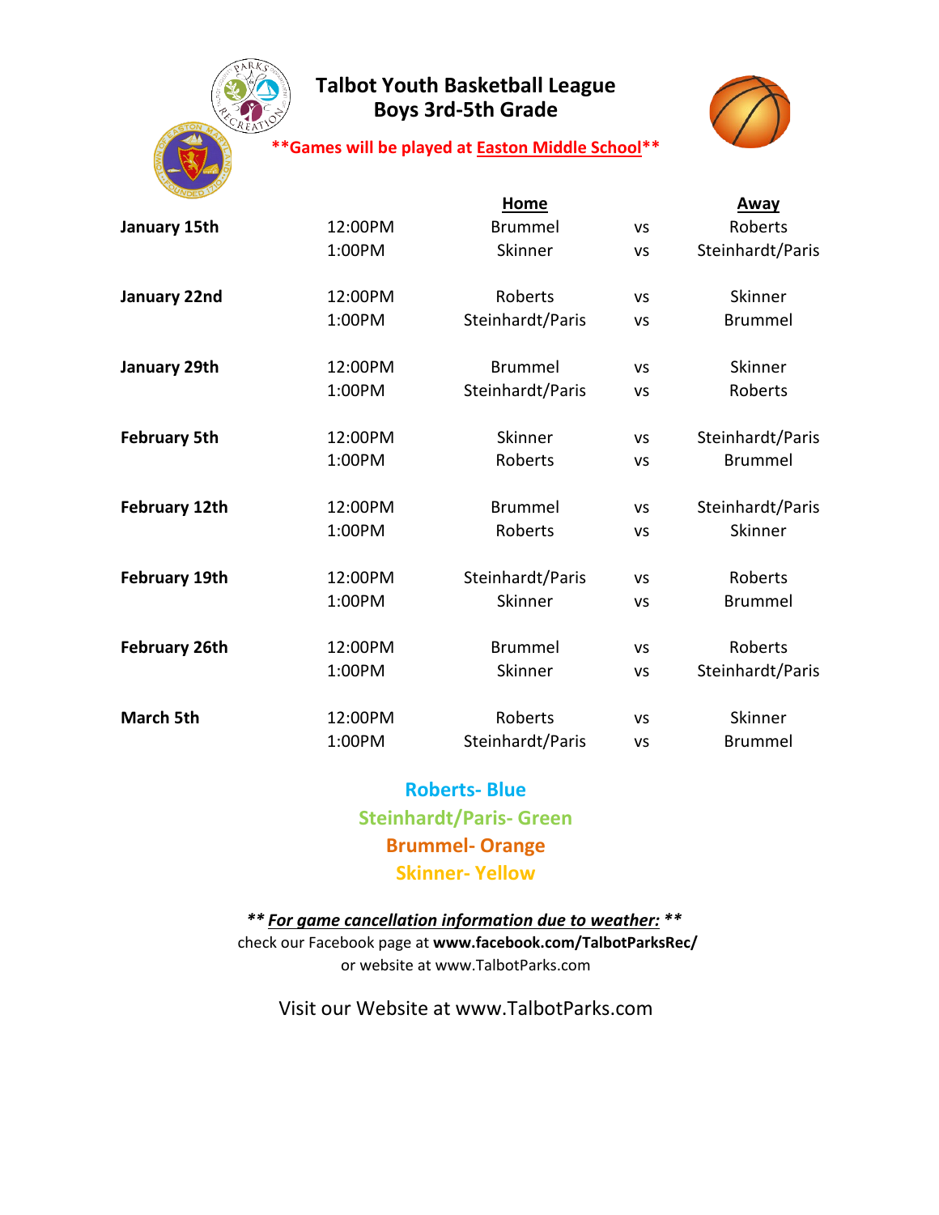# Talbot Youth Basketball League
## Boys 3rd-5th Grade

**\*\*Games will be played at Easton Middle School\*\***

| | | Home | | Away |
|---|---|---|---|---|
| **January 15th** | 12:00PM | Brummel | vs | Roberts |
| | 1:00PM | Skinner | vs | Steinhardt/Paris |
| **January 22nd** | 12:00PM | Roberts | vs | Skinner |
| | 1:00PM | Steinhardt/Paris | vs | Brummel |
| **January 29th** | 12:00PM | Brummel | vs | Skinner |
| | 1:00PM | Steinhardt/Paris | vs | Roberts |
| **February 5th** | 12:00PM | Skinner | vs | Steinhardt/Paris |
| | 1:00PM | Roberts | vs | Brummel |
| **February 12th** | 12:00PM | Brummel | vs | Steinhardt/Paris |
| | 1:00PM | Roberts | vs | Skinner |
| **February 19th** | 12:00PM | Steinhardt/Paris | vs | Roberts |
| | 1:00PM | Skinner | vs | Brummel |
| **February 26th** | 12:00PM | Brummel | vs | Roberts |
| | 1:00PM | Skinner | vs | Steinhardt/Paris |
| **March 5th** | 12:00PM | Roberts | vs | Skinner |
| | 1:00PM | Steinhardt/Paris | vs | Brummel |

**Roberts- Blue**
**Steinhardt/Paris- Green**
**Brummel- Orange**
**Skinner- Yellow**

***\*\* For game cancellation information due to weather: \*\****
check our Facebook page at **www.facebook.com/TalbotParksRec/**
or website at www.TalbotParks.com

Visit our Website at www.TalbotParks.com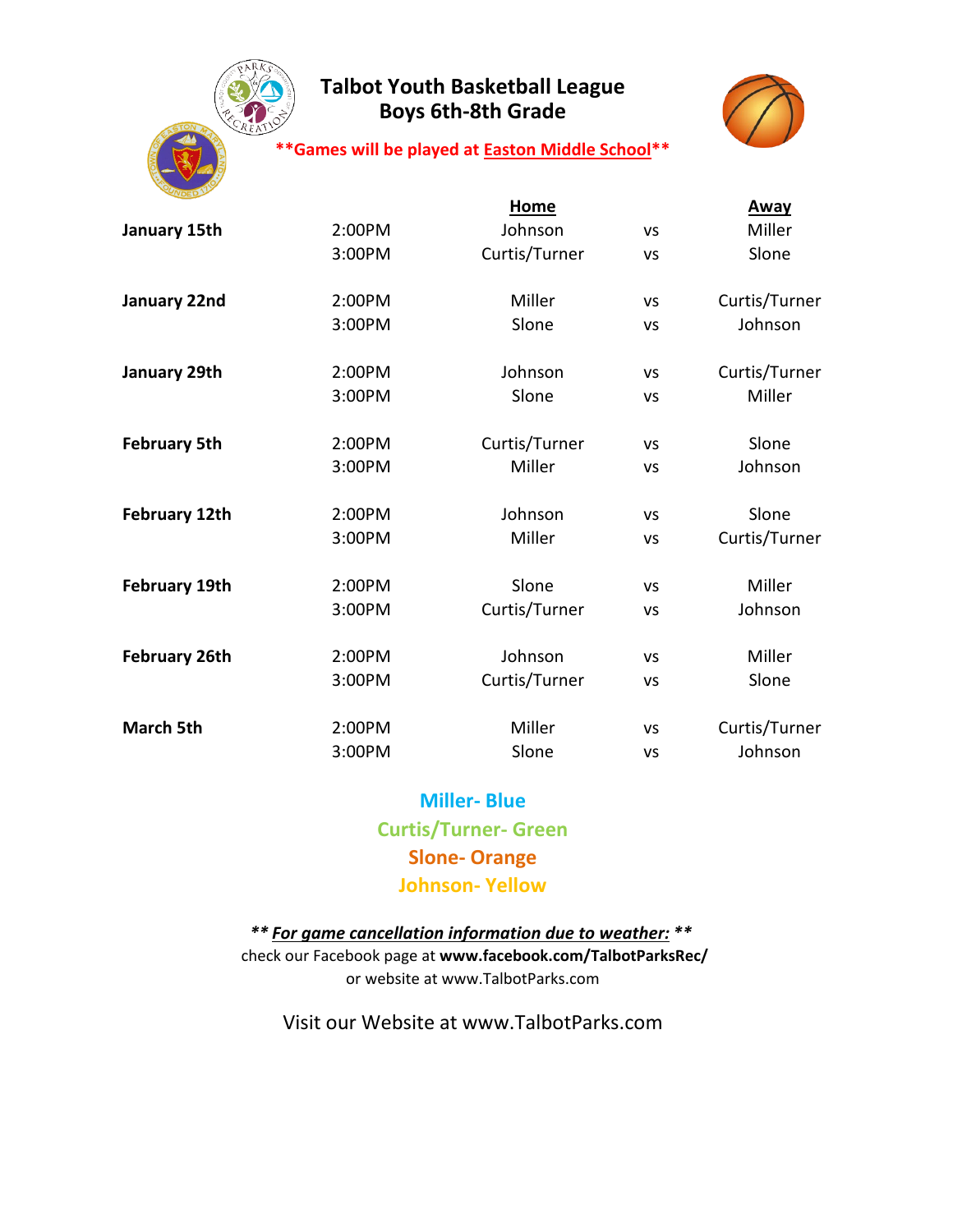# Talbot Youth Basketball League
## Boys 6th-8th Grade

**\*\*Games will be played at Easton Middle School\*\***

| | | Home | | Away |
|---|---|---|---|---|
| **January 15th** | 2:00PM | Johnson | vs | Miller |
| | 3:00PM | Curtis/Turner | vs | Slone |
| **January 22nd** | 2:00PM | Miller | vs | Curtis/Turner |
| | 3:00PM | Slone | vs | Johnson |
| **January 29th** | 2:00PM | Johnson | vs | Curtis/Turner |
| | 3:00PM | Slone | vs | Miller |
| **February 5th** | 2:00PM | Curtis/Turner | vs | Slone |
| | 3:00PM | Miller | vs | Johnson |
| **February 12th** | 2:00PM | Johnson | vs | Slone |
| | 3:00PM | Miller | vs | Curtis/Turner |
| **February 19th** | 2:00PM | Slone | vs | Miller |
| | 3:00PM | Curtis/Turner | vs | Johnson |
| **February 26th** | 2:00PM | Johnson | vs | Miller |
| | 3:00PM | Curtis/Turner | vs | Slone |
| **March 5th** | 2:00PM | Miller | vs | Curtis/Turner |
| | 3:00PM | Slone | vs | Johnson |

**Miller- Blue**

**Curtis/Turner- Green**

**Slone- Orange**

**Johnson- Yellow**

***\*\* For game cancellation information due to weather: \*\****

check our Facebook page at **www.facebook.com/TalbotParksRec/**

or website at www.TalbotParks.com

Visit our Website at www.TalbotParks.com